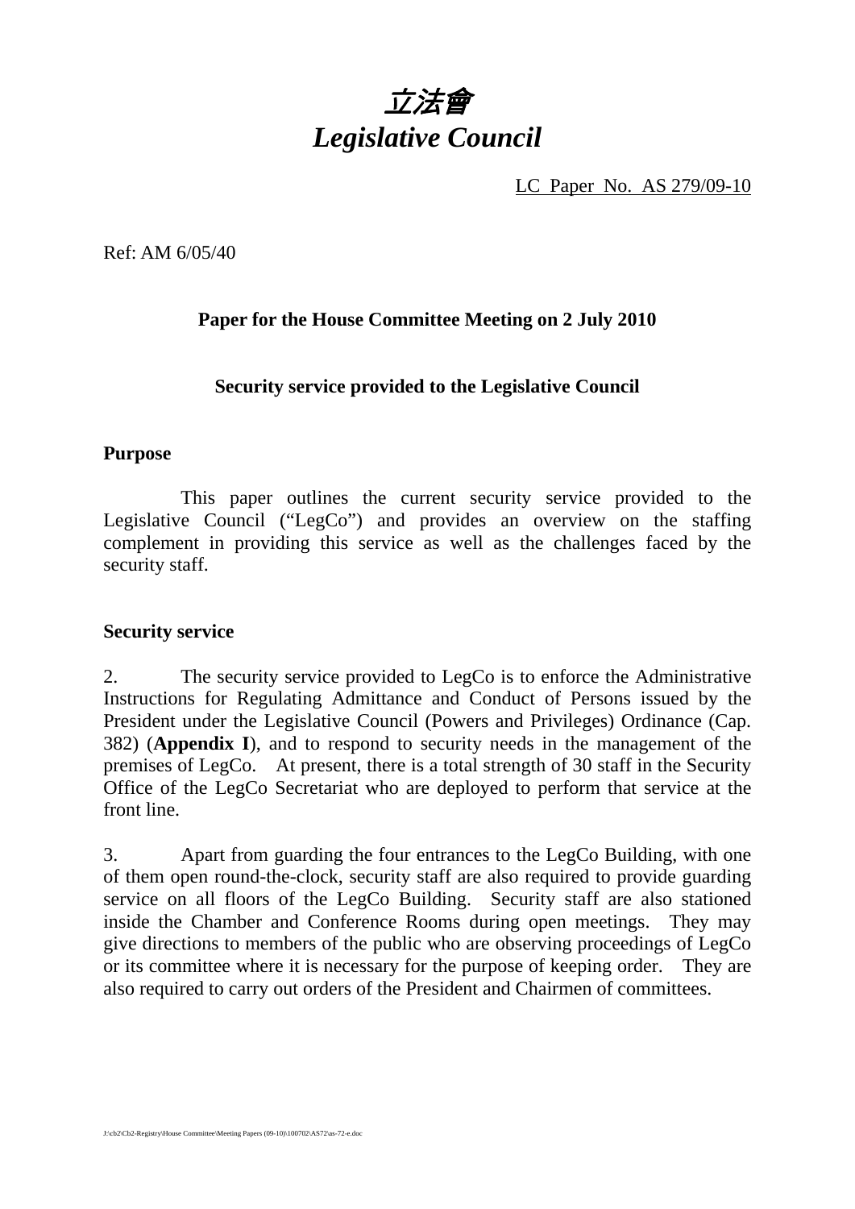# *立法會*
# *Legislative Council*

LC Paper No. AS 279/09-10

Ref: AM 6/05/40

**Paper for the House Committee Meeting on 2 July 2010**

**Security service provided to the Legislative Council**

**Purpose**

This paper outlines the current security service provided to the Legislative Council ("LegCo") and provides an overview on the staffing complement in providing this service as well as the challenges faced by the security staff.

**Security service**

2. The security service provided to LegCo is to enforce the Administrative Instructions for Regulating Admittance and Conduct of Persons issued by the President under the Legislative Council (Powers and Privileges) Ordinance (Cap. 382) (**Appendix I**), and to respond to security needs in the management of the premises of LegCo. At present, there is a total strength of 30 staff in the Security Office of the LegCo Secretariat who are deployed to perform that service at the front line.

3. Apart from guarding the four entrances to the LegCo Building, with one of them open round-the-clock, security staff are also required to provide guarding service on all floors of the LegCo Building. Security staff are also stationed inside the Chamber and Conference Rooms during open meetings. They may give directions to members of the public who are observing proceedings of LegCo or its committee where it is necessary for the purpose of keeping order. They are also required to carry out orders of the President and Chairmen of committees.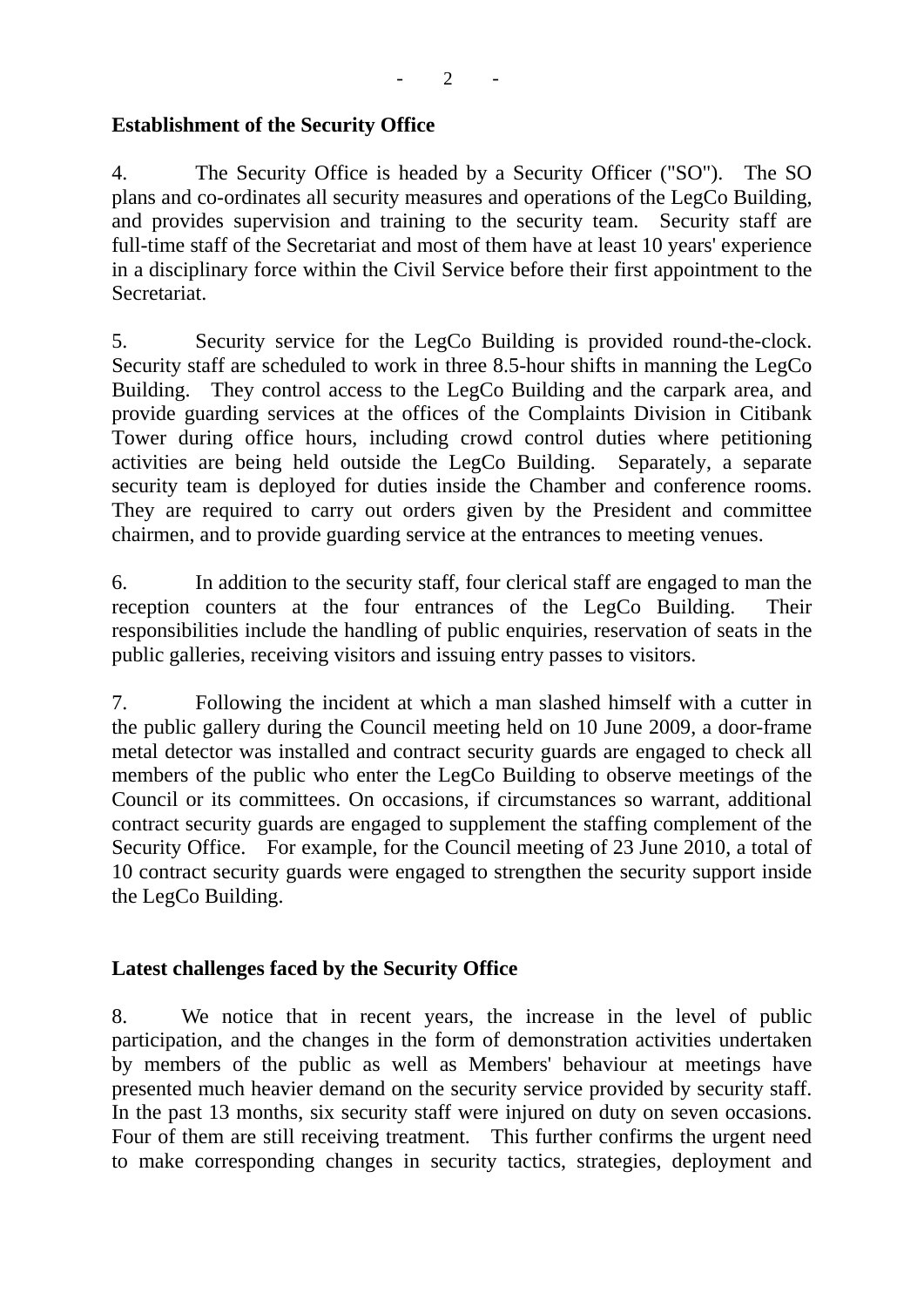**Establishment of the Security Office**

4. The Security Office is headed by a Security Officer ("SO"). The SO plans and co-ordinates all security measures and operations of the LegCo Building, and provides supervision and training to the security team. Security staff are full-time staff of the Secretariat and most of them have at least 10 years' experience in a disciplinary force within the Civil Service before their first appointment to the Secretariat.

5. Security service for the LegCo Building is provided round-the-clock. Security staff are scheduled to work in three 8.5-hour shifts in manning the LegCo Building. They control access to the LegCo Building and the carpark area, and provide guarding services at the offices of the Complaints Division in Citibank Tower during office hours, including crowd control duties where petitioning activities are being held outside the LegCo Building. Separately, a separate security team is deployed for duties inside the Chamber and conference rooms. They are required to carry out orders given by the President and committee chairmen, and to provide guarding service at the entrances to meeting venues.

6. In addition to the security staff, four clerical staff are engaged to man the reception counters at the four entrances of the LegCo Building. Their responsibilities include the handling of public enquiries, reservation of seats in the public galleries, receiving visitors and issuing entry passes to visitors.

7. Following the incident at which a man slashed himself with a cutter in the public gallery during the Council meeting held on 10 June 2009, a door-frame metal detector was installed and contract security guards are engaged to check all members of the public who enter the LegCo Building to observe meetings of the Council or its committees. On occasions, if circumstances so warrant, additional contract security guards are engaged to supplement the staffing complement of the Security Office. For example, for the Council meeting of 23 June 2010, a total of 10 contract security guards were engaged to strengthen the security support inside the LegCo Building.

**Latest challenges faced by the Security Office**

8. We notice that in recent years, the increase in the level of public participation, and the changes in the form of demonstration activities undertaken by members of the public as well as Members' behaviour at meetings have presented much heavier demand on the security service provided by security staff. In the past 13 months, six security staff were injured on duty on seven occasions. Four of them are still receiving treatment. This further confirms the urgent need to make corresponding changes in security tactics, strategies, deployment and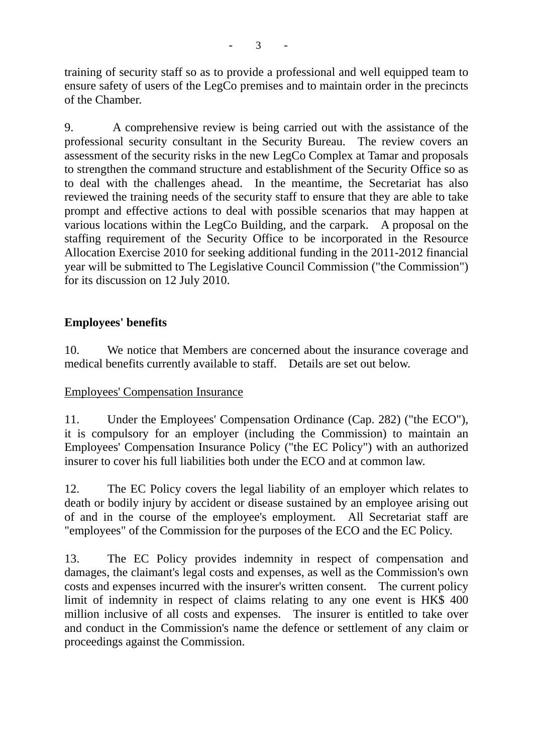training of security staff so as to provide a professional and well equipped team to ensure safety of users of the LegCo premises and to maintain order in the precincts of the Chamber.

9. A comprehensive review is being carried out with the assistance of the professional security consultant in the Security Bureau. The review covers an assessment of the security risks in the new LegCo Complex at Tamar and proposals to strengthen the command structure and establishment of the Security Office so as to deal with the challenges ahead. In the meantime, the Secretariat has also reviewed the training needs of the security staff to ensure that they are able to take prompt and effective actions to deal with possible scenarios that may happen at various locations within the LegCo Building, and the carpark. A proposal on the staffing requirement of the Security Office to be incorporated in the Resource Allocation Exercise 2010 for seeking additional funding in the 2011-2012 financial year will be submitted to The Legislative Council Commission ("the Commission") for its discussion on 12 July 2010.

**Employees' benefits**

10. We notice that Members are concerned about the insurance coverage and medical benefits currently available to staff. Details are set out below.

<u>Employees' Compensation Insurance</u>

11. Under the Employees' Compensation Ordinance (Cap. 282) ("the ECO"), it is compulsory for an employer (including the Commission) to maintain an Employees' Compensation Insurance Policy ("the EC Policy") with an authorized insurer to cover his full liabilities both under the ECO and at common law.

12. The EC Policy covers the legal liability of an employer which relates to death or bodily injury by accident or disease sustained by an employee arising out of and in the course of the employee's employment. All Secretariat staff are "employees" of the Commission for the purposes of the ECO and the EC Policy.

13. The EC Policy provides indemnity in respect of compensation and damages, the claimant's legal costs and expenses, as well as the Commission's own costs and expenses incurred with the insurer's written consent. The current policy limit of indemnity in respect of claims relating to any one event is HK$ 400 million inclusive of all costs and expenses. The insurer is entitled to take over and conduct in the Commission's name the defence or settlement of any claim or proceedings against the Commission.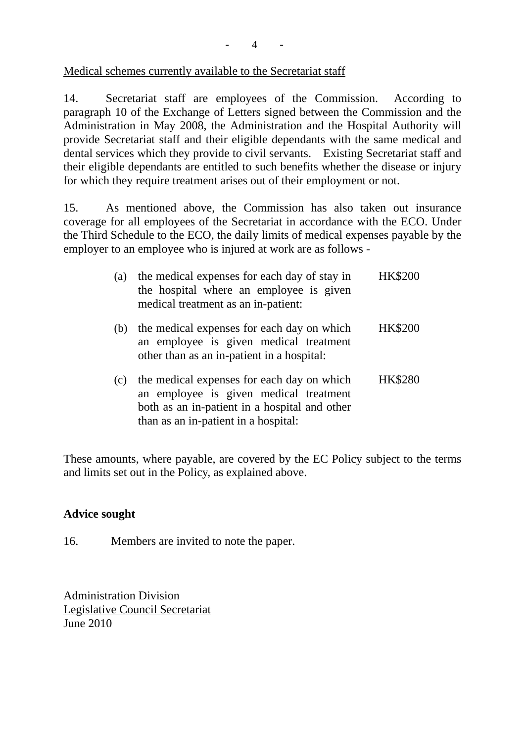<u>Medical schemes currently available to the Secretariat staff</u>

14. Secretariat staff are employees of the Commission. According to paragraph 10 of the Exchange of Letters signed between the Commission and the Administration in May 2008, the Administration and the Hospital Authority will provide Secretariat staff and their eligible dependants with the same medical and dental services which they provide to civil servants. Existing Secretariat staff and their eligible dependants are entitled to such benefits whether the disease or injury for which they require treatment arises out of their employment or not.

15. As mentioned above, the Commission has also taken out insurance coverage for all employees of the Secretariat in accordance with the ECO. Under the Third Schedule to the ECO, the daily limits of medical expenses payable by the employer to an employee who is injured at work are as follows -

| | | |
|---|---|---|
| (a) | the medical expenses for each day of stay in the hospital where an employee is given medical treatment as an in-patient: | HK$200 |
| (b) | the medical expenses for each day on which an employee is given medical treatment other than as an in-patient in a hospital: | HK$200 |
| (c) | the medical expenses for each day on which an employee is given medical treatment both as an in-patient in a hospital and other than as an in-patient in a hospital: | HK$280 |

These amounts, where payable, are covered by the EC Policy subject to the terms and limits set out in the Policy, as explained above.

**Advice sought**

16. Members are invited to note the paper.

Administration Division
<u>Legislative Council Secretariat</u>
June 2010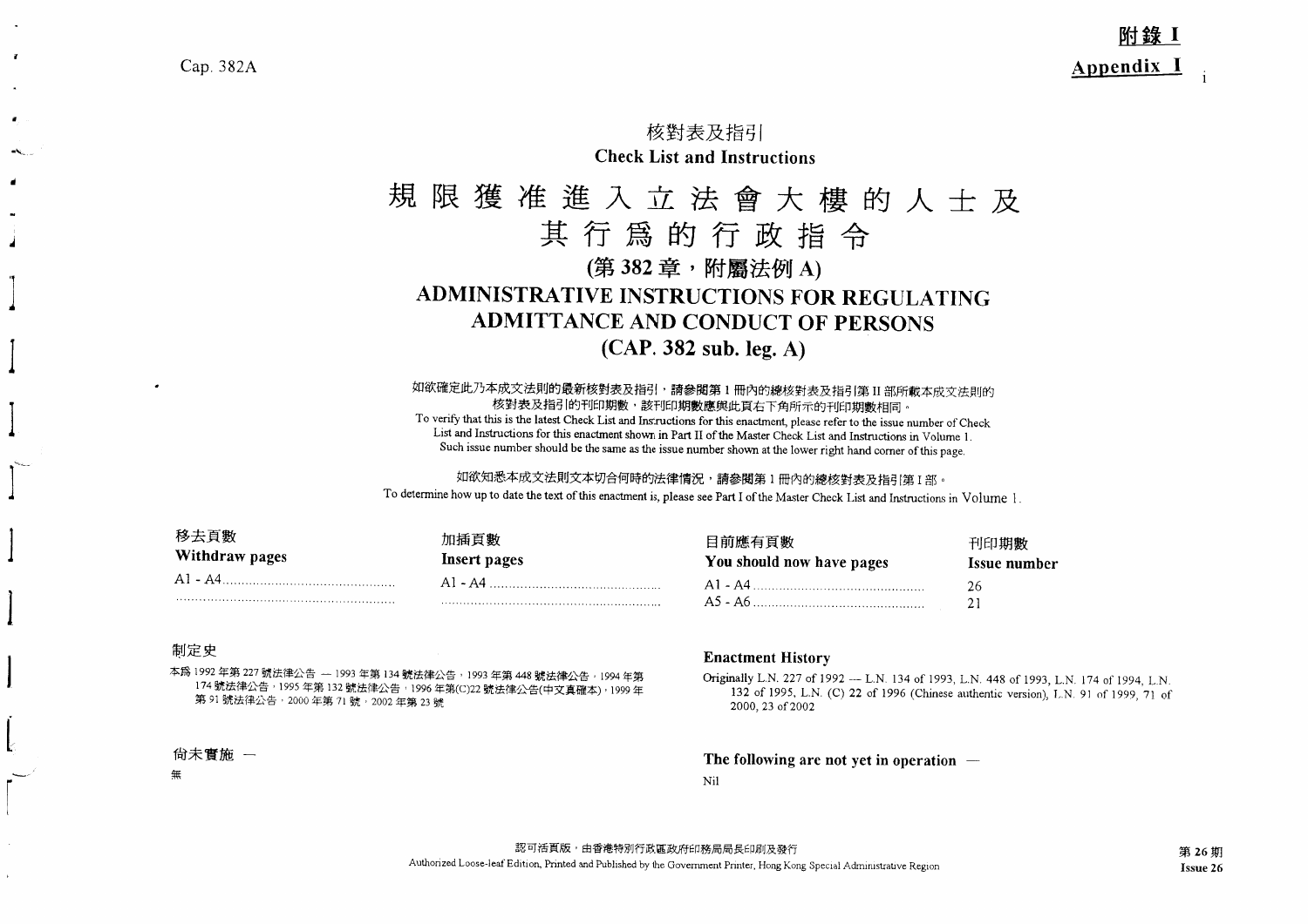**附錄 I**

**Appendix I**

核對表及指引

**Check List and Instructions**

# 規限獲准進入立法會大樓的人士及其行爲的行政指令

## (第 382 章，附屬法例 A)

## ADMINISTRATIVE INSTRUCTIONS FOR REGULATING ADMITTANCE AND CONDUCT OF PERSONS

## (CAP. 382 sub. leg. A)

如欲確定此乃本成文法則的最新核對表及指引，請參閱第 1 冊內的總核對表及指引第 II 部所載本成文法則的核對表及指引的刊印期數，該刊印期數應與此頁右下角所示的刊印期數相同。

To verify that this is the latest Check List and Instructions for this enactment, please refer to the issue number of Check List and Instructions for this enactment shown in Part II of the Master Check List and Instructions in Volume 1. Such issue number should be the same as the issue number shown at the lower right hand corner of this page.

如欲知悉本成文法則文本切合何時的法律情況，請參閱第 1 冊內的總核對表及指引第 I 部。

To determine how up to date the text of this enactment is, please see Part I of the Master Check List and Instructions in Volume 1.

| 移去頁數<br>**Withdraw pages** | 加插頁數<br>**Insert pages** | 目前應有頁數<br>**You should now have pages** | 刊印期數<br>**Issue number** |
|---|---|---|---|
| A1 - A4 | A1 - A4 | A1 - A4 | 26 |
| | | A5 - A6 | 21 |

制定史

本爲 1992 年第 227 號法律公告 — 1993 年第 134 號法律公告，1993 年第 448 號法律公告，1994 年第 174 號法律公告，1995 年第 132 號法律公告，1996 年第(C)22 號法律公告(中文真確本)，1999 年第 91 號法律公告，2000 年第 71 號，2002 年第 23 號

**Enactment History**

Originally L.N. 227 of 1992 — L.N. 134 of 1993, L.N. 448 of 1993, L.N. 174 of 1994, L.N. 132 of 1995, L.N. (C) 22 of 1996 (Chinese authentic version), L.N. 91 of 1999, 71 of 2000, 23 of 2002

尚未實施 —

無

**The following are not yet in operation —**

Nil

認可活頁版，由香港特別行政區政府印務局局長印刷及發行

Authorized Loose-leaf Edition, Printed and Published by the Government Printer, Hong Kong Special Administrative Region

**第 26 期**

**Issue 26**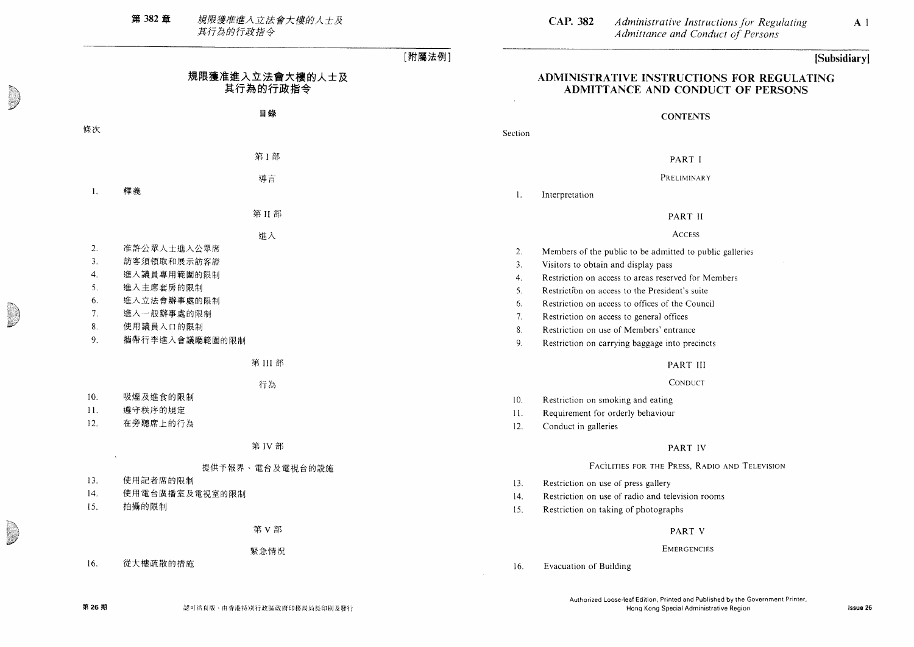[附屬法例]

# 規限獲准進入立法會大樓的人士及其行為的行政指令

## 目錄

條次

### 第 I 部

#### 導言

1. 釋義

### 第 II 部

#### 進入

2. 准許公眾人士進入公眾席
3. 訪客須領取和展示訪客證
4. 進入議員專用範圍的限制
5. 進入主席套房的限制
6. 進入立法會辦事處的限制
7. 進入一般辦事處的限制
8. 使用議員入口的限制
9. 攜帶行李進入會議廳範圍的限制

### 第 III 部

#### 行為

10. 吸煙及進食的限制
11. 遵守秩序的規定
12. 在旁聽席上的行為

### 第 IV 部

#### 提供予報界、電台及電視台的設施

13. 使用記者席的限制
14. 使用電台廣播室及電視室的限制
15. 拍攝的限制

### 第 V 部

#### 緊急情況

16. 從大樓疏散的措施

[Subsidiary]

# ADMINISTRATIVE INSTRUCTIONS FOR REGULATING ADMITTANCE AND CONDUCT OF PERSONS

## CONTENTS

Section

### PART I

#### PRELIMINARY

1. Interpretation

### PART II

#### ACCESS

2. Members of the public to be admitted to public galleries
3. Visitors to obtain and display pass
4. Restriction on access to areas reserved for Members
5. Restriction on access to the President's suite
6. Restriction on access to offices of the Council
7. Restriction on access to general offices
8. Restriction on use of Members' entrance
9. Restriction on carrying baggage into precincts

### PART III

#### CONDUCT

10. Restriction on smoking and eating
11. Requirement for orderly behaviour
12. Conduct in galleries

### PART IV

#### FACILITIES FOR THE PRESS, RADIO AND TELEVISION

13. Restriction on use of press gallery
14. Restriction on use of radio and television rooms
15. Restriction on taking of photographs

### PART V

#### EMERGENCIES

16. Evacuation of Building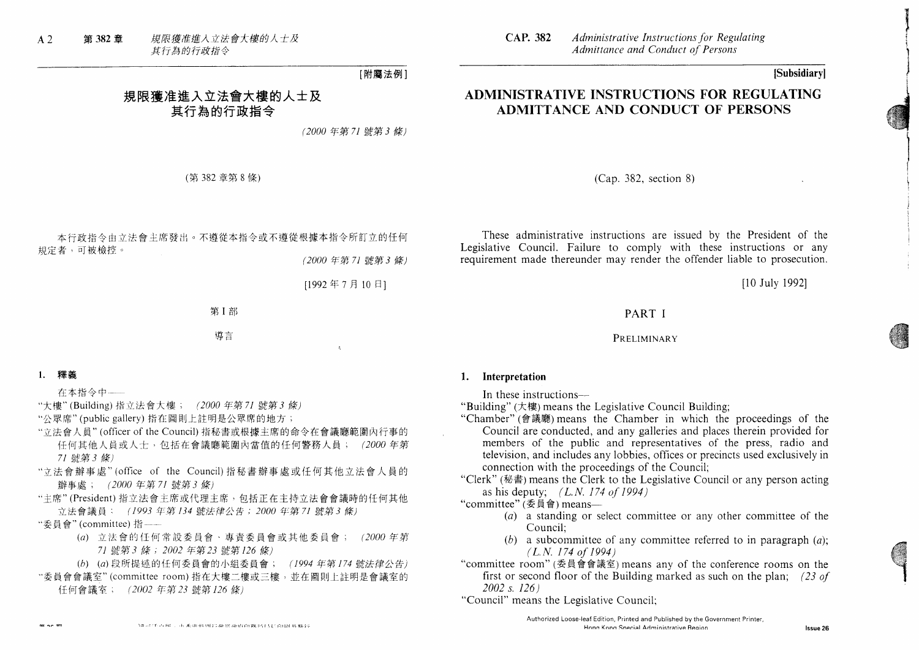# 規限獲准進入立法會大樓的人士及其行為的行政指令

*(2000 年第 71 號第 3 條)*

(第 382 章第 8 條)

本行政指令由立法會主席發出。不遵從本指令或不遵從根據本指令所訂立的任何規定者，可被檢控。

*(2000 年第 71 號第 3 條)*

[1992 年 7 月 10 日]

## 第 I 部

### 導言

**1. 釋義**

在本指令中——

"大樓" (Building) 指立法會大樓； *(2000 年第 71 號第 3 條)*

"公眾席" (public gallery) 指在圖則上註明是公眾席的地方；

"立法會人員" (officer of the Council) 指秘書或根據主席的命令在會議廳範圍內行事的任何其他人員或人士，包括在會議廳範圍內當值的任何警務人員； *(2000 年第 71 號第 3 條)*

"立法會辦事處" (office of the Council) 指秘書辦事處或任何其他立法會人員的辦事處； *(2000 年第 71 號第 3 條)*

"主席" (President) 指立法會主席或代理主席，包括正在主持立法會會議時的任何其他立法會議員； *(1993 年第 134 號法律公告；2000 年第 71 號第 3 條)*

"委員會" (committee) 指——

- (*a*) 立法會的任何常設委員會、專責委員會或其他委員會； *(2000 年第 71 號第 3 條；2002 年第 23 號第 126 條)*
- (*b*) (*a*) 段所提述的任何委員會的小組委員會； *(1994 年第 174 號法律公告)*

"委員會會議室" (committee room) 指在大樓二樓或三樓，並在圖則上註明是會議室的任何會議室； *(2002 年第 23 號第 126 條)*

# ADMINISTRATIVE INSTRUCTIONS FOR REGULATING ADMITTANCE AND CONDUCT OF PERSONS

(Cap. 382, section 8)

These administrative instructions are issued by the President of the Legislative Council. Failure to comply with these instructions or any requirement made thereunder may render the offender liable to prosecution.

[10 July 1992]

## PART I

### PRELIMINARY

**1. Interpretation**

In these instructions—

"Building" (大樓) means the Legislative Council Building;

"Chamber" (會議廳) means the Chamber in which the proceedings of the Council are conducted, and any galleries and places therein provided for members of the public and representatives of the press, radio and television, and includes any lobbies, offices or precincts used exclusively in connection with the proceedings of the Council;

"Clerk" (秘書) means the Clerk to the Legislative Council or any person acting as his deputy; *(L.N. 174 of 1994)*

"committee" (委員會) means—

- (*a*) a standing or select committee or any other committee of the Council;
- (*b*) a subcommittee of any committee referred to in paragraph (*a*); *(L.N. 174 of 1994)*

"committee room" (委員會會議室) means any of the conference rooms on the first or second floor of the Building marked as such on the plan; *(23 of 2002 s. 126)*

"Council" means the Legislative Council;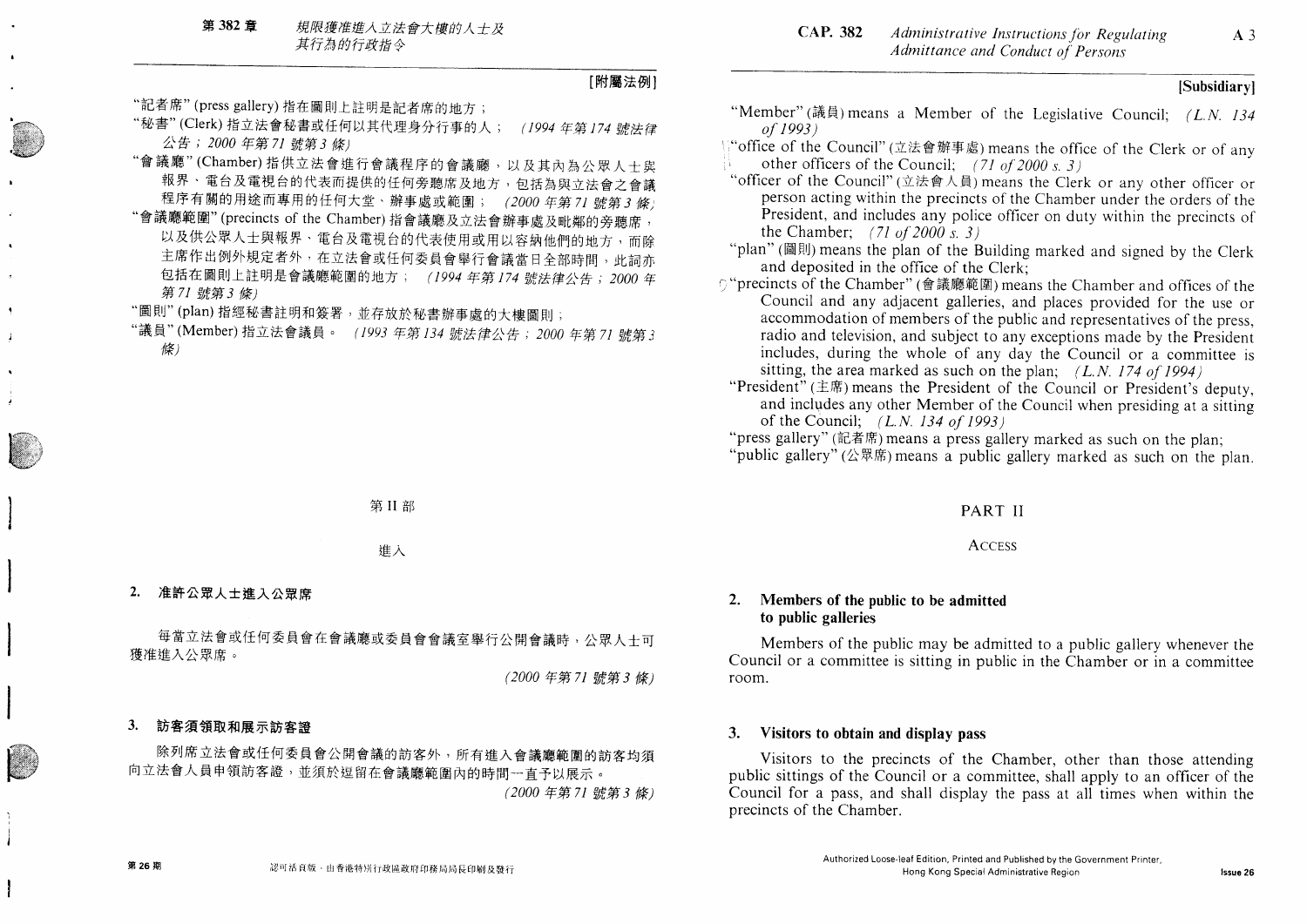[附屬法例]

"記者席" (press gallery) 指在圖則上註明是記者席的地方；

"秘書" (Clerk) 指立法會秘書或任何以其代理身分行事的人； *(1994 年第 174 號法律公告；2000 年第 71 號第 3 條)*

"會議廳" (Chamber) 指供立法會進行會議程序的會議廳，以及其內為公眾人士與報界、電台及電視台的代表而提供的任何旁聽席及地方，包括為與立法會之會議程序有關的用途而專用的任何大堂、辦事處或範圍； *(2000 年第 71 號第 3 條)*

"會議廳範圍" (precincts of the Chamber) 指會議廳及立法會辦事處及毗鄰的旁聽席，以及供公眾人士與報界、電台及電視台的代表使用或用以容納他們的地方，而除主席作出例外規定者外，在立法會或任何委員會舉行會議當日全部時間，此詞亦包括在圖則上註明是會議廳範圍的地方； *(1994 年第 174 號法律公告；2000 年第 71 號第 3 條)*

"圖則" (plan) 指經秘書註明和簽署，並存放於秘書辦事處的大樓圖則；

"議員" (Member) 指立法會議員。 *(1993 年第 134 號法律公告；2000 年第 71 號第 3 條)*

## 第 II 部

### 進入

### 2. 准許公眾人士進入公眾席

每當立法會或任何委員會在會議廳或委員會會議室舉行公開會議時，公眾人士可獲准進入公眾席。

*(2000 年第 71 號第 3 條)*

### 3. 訪客須領取和展示訪客證

除列席立法會或任何委員會公開會議的訪客外，所有進入會議廳範圍的訪客均須向立法會人員申領訪客證，並須於逗留在會議廳範圍內的時間一直予以展示。

*(2000 年第 71 號第 3 條)*

[Subsidiary]

"Member" (議員) means a Member of the Legislative Council; *(L.N. 134 of 1993)*

"office of the Council" (立法會辦事處) means the office of the Clerk or of any other officers of the Council; *(71 of 2000 s. 3)*

"officer of the Council" (立法會人員) means the Clerk or any other officer or person acting within the precincts of the Chamber under the orders of the President, and includes any police officer on duty within the precincts of the Chamber; *(71 of 2000 s. 3)*

"plan" (圖則) means the plan of the Building marked and signed by the Clerk and deposited in the office of the Clerk;

"precincts of the Chamber" (會議廳範圍) means the Chamber and offices of the Council and any adjacent galleries, and places provided for the use or accommodation of members of the public and representatives of the press, radio and television, and subject to any exceptions made by the President includes, during the whole of any day the Council or a committee is sitting, the area marked as such on the plan; *(L.N. 174 of 1994)*

"President" (主席) means the President of the Council or President's deputy, and includes any other Member of the Council when presiding at a sitting of the Council; *(L.N. 134 of 1993)*

"press gallery" (記者席) means a press gallery marked as such on the plan;

"public gallery" (公眾席) means a public gallery marked as such on the plan.

## PART II

### ACCESS

### 2. Members of the public to be admitted to public galleries

Members of the public may be admitted to a public gallery whenever the Council or a committee is sitting in public in the Chamber or in a committee room.

### 3. Visitors to obtain and display pass

Visitors to the precincts of the Chamber, other than those attending public sittings of the Council or a committee, shall apply to an officer of the Council for a pass, and shall display the pass at all times when within the precincts of the Chamber.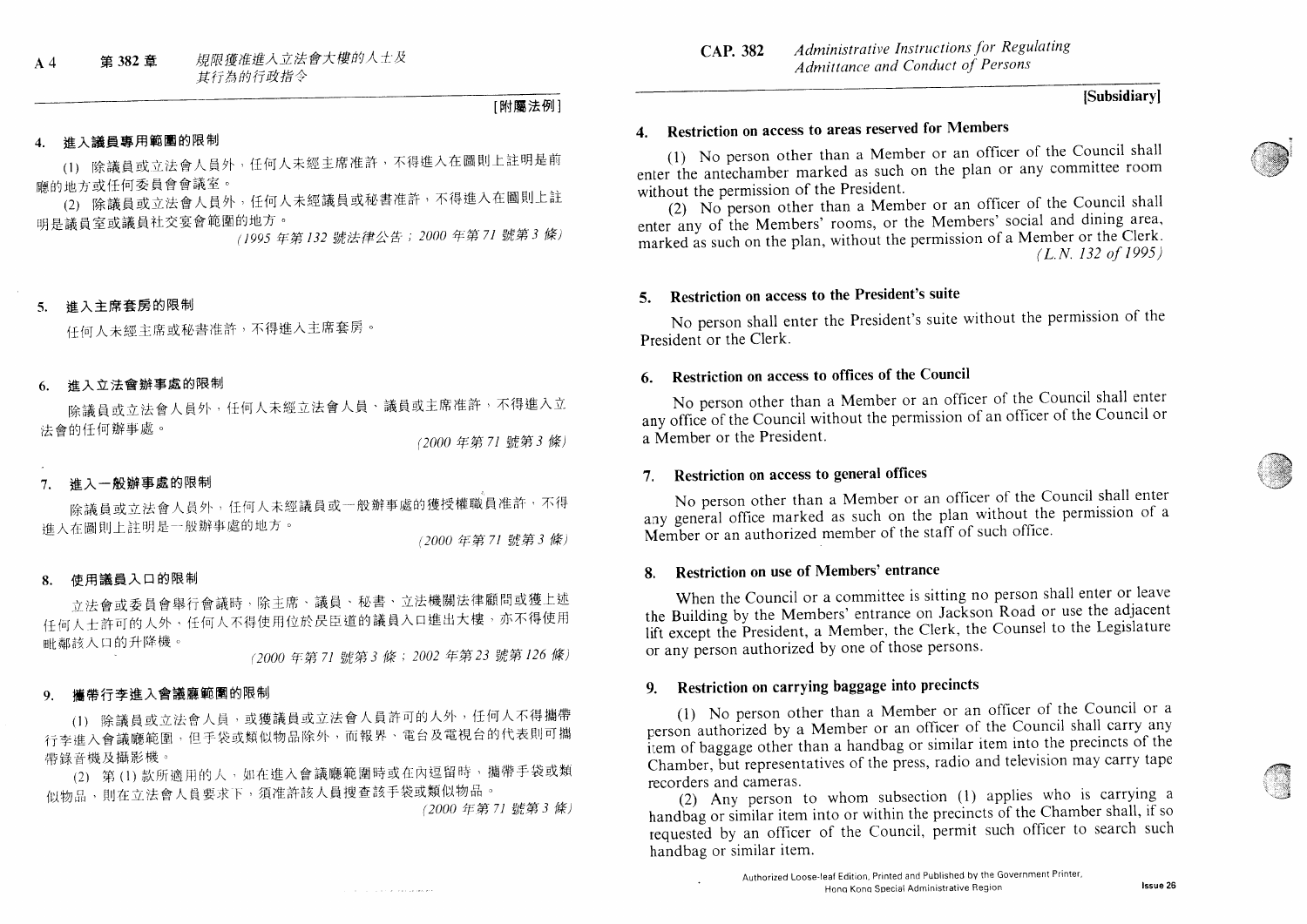[附屬法例]

#### 4. 進入議員專用範圍的限制

(1) 除議員或立法會人員外，任何人未經主席准許，不得進入在圖則上註明是前廳的地方或任何委員會會議室。

(2) 除議員或立法會人員外，任何人未經議員或秘書准許，不得進入在圖則上註明是議員室或議員社交宴會範圍的地方。

*(1995 年第 132 號法律公告；2000 年第 71 號第 3 條)*

#### 5. 進入主席套房的限制

任何人未經主席或秘書准許，不得進入主席套房。

#### 6. 進入立法會辦事處的限制

除議員或立法會人員外，任何人未經立法會人員、議員或主席准許，不得進入立法會的任何辦事處。

*(2000 年第 71 號第 3 條)*

#### 7. 進入一般辦事處的限制

除議員或立法會人員外，任何人未經議員或一般辦事處的獲授權職員准許，不得進入在圖則上註明是一般辦事處的地方。

*(2000 年第 71 號第 3 條)*

#### 8. 使用議員入口的限制

立法會或委員會舉行會議時，除主席、議員、秘書、立法機關法律顧問或獲上述任何人士許可的人外，任何人不得使用位於昃臣道的議員入口進出大樓，亦不得使用毗鄰該入口的升降機。

*(2000 年第 71 號第 3 條；2002 年第 23 號第 126 條)*

#### 9. 攜帶行李進入會議廳範圍的限制

(1) 除議員或立法會人員，或獲議員或立法會人員許可的人外，任何人不得攜帶行李進入會議廳範圍，但手袋或類似物品除外，而報界、電台及電視台的代表則可攜帶錄音機及攝影機。

(2) 第 (1) 款所適用的人，如在進入會議廳範圍時或在內逗留時，攜帶手袋或類似物品，則在立法會人員要求下，須准許該人員搜查該手袋或類似物品。

*(2000 年第 71 號第 3 條)*

[Subsidiary]

#### 4. Restriction on access to areas reserved for Members

(1) No person other than a Member or an officer of the Council shall enter the antechamber marked as such on the plan or any committee room without the permission of the President.

(2) No person other than a Member or an officer of the Council shall enter any of the Members' rooms, or the Members' social and dining area, marked as such on the plan, without the permission of a Member or the Clerk.

*(L.N. 132 of 1995)*

#### 5. Restriction on access to the President's suite

No person shall enter the President's suite without the permission of the President or the Clerk.

#### 6. Restriction on access to offices of the Council

No person other than a Member or an officer of the Council shall enter any office of the Council without the permission of an officer of the Council or a Member or the President.

#### 7. Restriction on access to general offices

No person other than a Member or an officer of the Council shall enter any general office marked as such on the plan without the permission of a Member or an authorized member of the staff of such office.

#### 8. Restriction on use of Members' entrance

When the Council or a committee is sitting no person shall enter or leave the Building by the Members' entrance on Jackson Road or use the adjacent lift except the President, a Member, the Clerk, the Counsel to the Legislature or any person authorized by one of those persons.

#### 9. Restriction on carrying baggage into precincts

(1) No person other than a Member or an officer of the Council or a person authorized by a Member or an officer of the Council shall carry any item of baggage other than a handbag or similar item into the precincts of the Chamber, but representatives of the press, radio and television may carry tape recorders and cameras.

(2) Any person to whom subsection (1) applies who is carrying a handbag or similar item into or within the precincts of the Chamber shall, if so requested by an officer of the Council, permit such officer to search such handbag or similar item.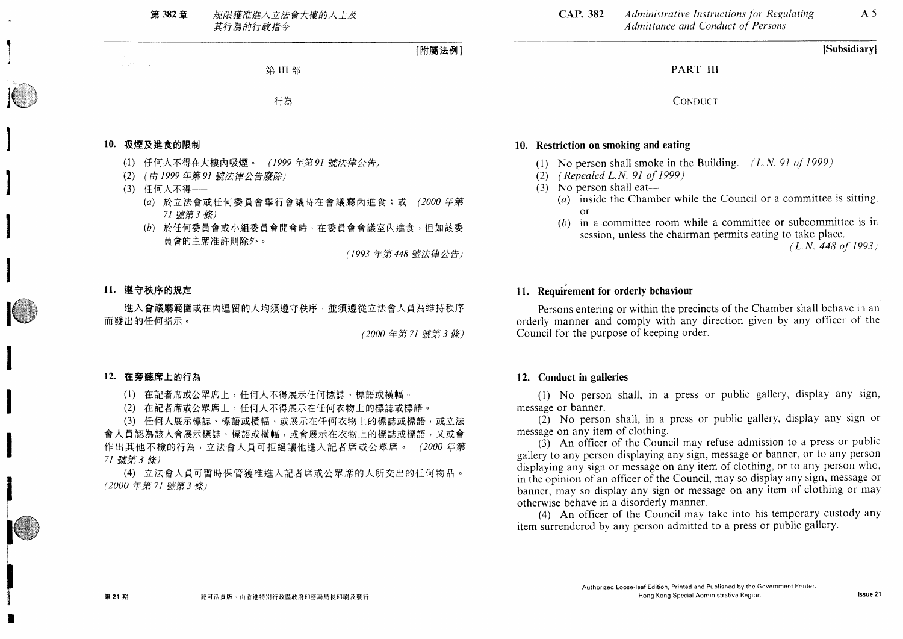[附屬法例]

## 第 III 部

### 行為

**10. 吸煙及進食的限制**

(1) 任何人不得在大樓內吸煙。 *(1999 年第 91 號法律公告)*

(2) *(由 1999 年第 91 號法律公告廢除)*

(3) 任何人不得——

(*a*) 於立法會或任何委員會舉行會議時在會議廳內進食；或 *(2000 年第 71 號第 3 條)*

(*b*) 於任何委員會或小組委員會開會時，在委員會會議室內進食，但如該委員會的主席准許則除外。

*(1993 年第 448 號法律公告)*

**11. 遵守秩序的規定**

進入會議廳範圍或在內逗留的人均須遵守秩序，並須遵從立法會人員為維持秩序而發出的任何指示。

*(2000 年第 71 號第 3 條)*

**12. 在旁聽席上的行為**

(1) 在記者席或公眾席上，任何人不得展示任何標誌、標語或橫幅。

(2) 在記者席或公眾席上，任何人不得展示在任何衣物上的標誌或標語。

(3) 任何人展示標誌、標語或橫幅，或展示在任何衣物上的標誌或標語，或立法會人員認為該人會展示標誌、標語或橫幅，或會展示在衣物上的標誌或標語，又或會作出其他不檢的行為，立法會人員可拒絕讓他進入記者席或公眾席。 *(2000 年第 71 號第 3 條)*

(4) 立法會人員可暫時保管獲准進入記者席或公眾席的人所交出的任何物品。*(2000 年第 71 號第 3 條)*

[Subsidiary]

## PART III

### CONDUCT

**10. Restriction on smoking and eating**

(1) No person shall smoke in the Building. *(L.N. 91 of 1999)*

(2) *(Repealed L.N. 91 of 1999)*

(3) No person shall eat—

(*a*) inside the Chamber while the Council or a committee is sitting; or

(*b*) in a committee room while a committee or subcommittee is in session, unless the chairman permits eating to take place.

*(L.N. 448 of 1993)*

**11. Requirement for orderly behaviour**

Persons entering or within the precincts of the Chamber shall behave in an orderly manner and comply with any direction given by any officer of the Council for the purpose of keeping order.

**12. Conduct in galleries**

(1) No person shall, in a press or public gallery, display any sign, message or banner.

(2) No person shall, in a press or public gallery, display any sign or message on any item of clothing.

(3) An officer of the Council may refuse admission to a press or public gallery to any person displaying any sign, message or banner, or to any person displaying any sign or message on any item of clothing, or to any person who, in the opinion of an officer of the Council, may so display any sign, message or banner, may so display any sign or message on any item of clothing or may otherwise behave in a disorderly manner.

(4) An officer of the Council may take into his temporary custody any item surrendered by any person admitted to a press or public gallery.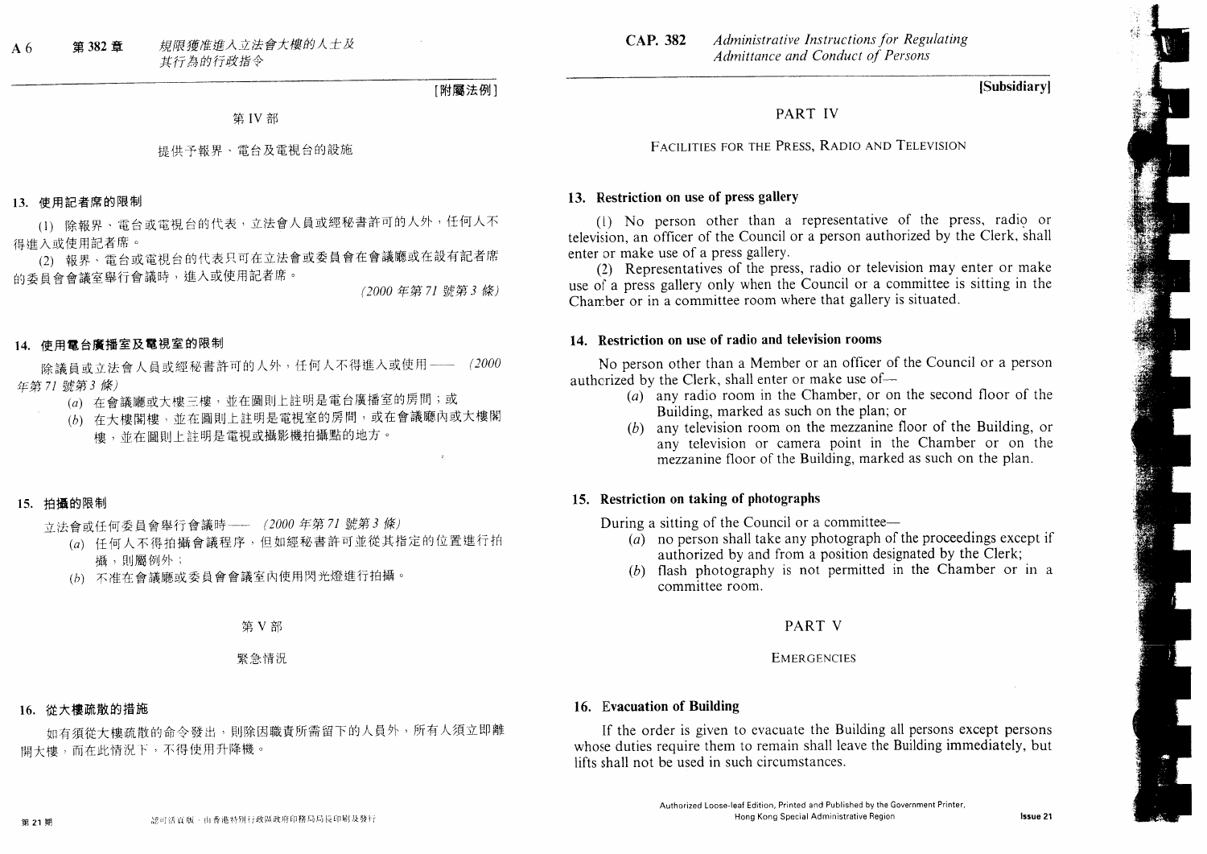[附屬法例]

## 第 IV 部

### 提供予報界、電台及電視台的設施

**13. 使用記者席的限制**

(1) 除報界、電台或電視台的代表，立法會人員或經秘書許可的人外，任何人不得進入或使用記者席。

(2) 報界、電台或電視台的代表只可在立法會或委員會在會議廳或在設有記者席的委員會會議室舉行會議時，進入或使用記者席。

*(2000 年第 71 號第 3 條)*

**14. 使用電台廣播室及電視室的限制**

除議員或立法會人員或經秘書許可的人外，任何人不得進入或使用—— *(2000 年第 71 號第 3 條)*

(*a*) 在會議廳或大樓三樓，並在圖則上註明是電台廣播室的房間；或

(*b*) 在大樓閣樓，並在圖則上註明是電視室的房間，或在會議廳內或大樓閣樓，並在圖則上註明是電視或攝影機拍攝點的地方。

**15. 拍攝的限制**

立法會或任何委員會舉行會議時—— *(2000 年第 71 號第 3 條)*

(*a*) 任何人不得拍攝會議程序，但如經秘書許可並從其指定的位置進行拍攝，則屬例外；

(*b*) 不准在會議廳或委員會會議室內使用閃光燈進行拍攝。

## 第 V 部

### 緊急情況

**16. 從大樓疏散的措施**

如有須從大樓疏散的命令發出，則除因職責所需留下的人員外，所有人須立即離開大樓，而在此情況下，不得使用升降機。

[Subsidiary]

## PART IV

### FACILITIES FOR THE PRESS, RADIO AND TELEVISION

**13. Restriction on use of press gallery**

(1) No person other than a representative of the press, radio or television, an officer of the Council or a person authorized by the Clerk, shall enter or make use of a press gallery.

(2) Representatives of the press, radio or television may enter or make use of a press gallery only when the Council or a committee is sitting in the Chamber or in a committee room where that gallery is situated.

**14. Restriction on use of radio and television rooms**

No person other than a Member or an officer of the Council or a person authorized by the Clerk, shall enter or make use of—

(*a*) any radio room in the Chamber, or on the second floor of the Building, marked as such on the plan; or

(*b*) any television room on the mezzanine floor of the Building, or any television or camera point in the Chamber or on the mezzanine floor of the Building, marked as such on the plan.

**15. Restriction on taking of photographs**

During a sitting of the Council or a committee—

(*a*) no person shall take any photograph of the proceedings except if authorized by and from a position designated by the Clerk;

(*b*) flash photography is not permitted in the Chamber or in a committee room.

## PART V

### EMERGENCIES

**16. Evacuation of Building**

If the order is given to evacuate the Building all persons except persons whose duties require them to remain shall leave the Building immediately, but lifts shall not be used in such circumstances.